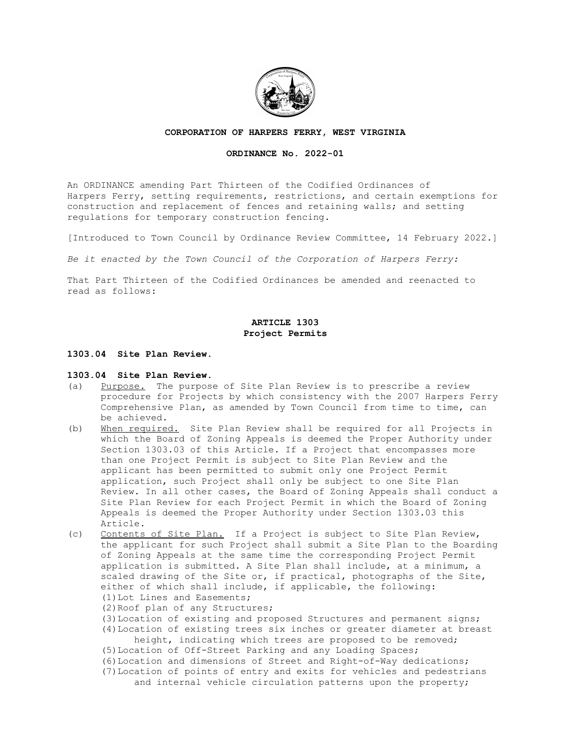**CORPORATION OF HARPERS FERRY, WEST VIRGINIA**

**ORDINANCE No. 2022-01**

An ORDINANCE amending Part Thirteen of the Codified Ordinances of Harpers Ferry, setting requirements, restrictions, and certain exemptions for construction and replacement of fences and retaining walls; and setting regulations for temporary construction fencing.

[Introduced to Town Council by Ordinance Review Committee, 14 February 2022.]

*Be it enacted by the Town Council of the Corporation of Harpers Ferry:*

That Part Thirteen of the Codified Ordinances be amended and reenacted to read as follows:

## ARTICLE 1303
## Project Permits

**1303.04 Site Plan Review.**

**1303.04 Site Plan Review.**

(a) Purpose. The purpose of Site Plan Review is to prescribe a review procedure for Projects by which consistency with the 2007 Harpers Ferry Comprehensive Plan, as amended by Town Council from time to time, can be achieved.

(b) When required. Site Plan Review shall be required for all Projects in which the Board of Zoning Appeals is deemed the Proper Authority under Section 1303.03 of this Article. If a Project that encompasses more than one Project Permit is subject to Site Plan Review and the applicant has been permitted to submit only one Project Permit application, such Project shall only be subject to one Site Plan Review. In all other cases, the Board of Zoning Appeals shall conduct a Site Plan Review for each Project Permit in which the Board of Zoning Appeals is deemed the Proper Authority under Section 1303.03 this Article.

(c) Contents of Site Plan. If a Project is subject to Site Plan Review, the applicant for such Project shall submit a Site Plan to the Boarding of Zoning Appeals at the same time the corresponding Project Permit application is submitted. A Site Plan shall include, at a minimum, a scaled drawing of the Site or, if practical, photographs of the Site, either of which shall include, if applicable, the following:
   (1) Lot Lines and Easements;
   (2) Roof plan of any Structures;
   (3) Location of existing and proposed Structures and permanent signs;
   (4) Location of existing trees six inches or greater diameter at breast height, indicating which trees are proposed to be removed;
   (5) Location of Off-Street Parking and any Loading Spaces;
   (6) Location and dimensions of Street and Right-of-Way dedications;
   (7) Location of points of entry and exits for vehicles and pedestrians and internal vehicle circulation patterns upon the property;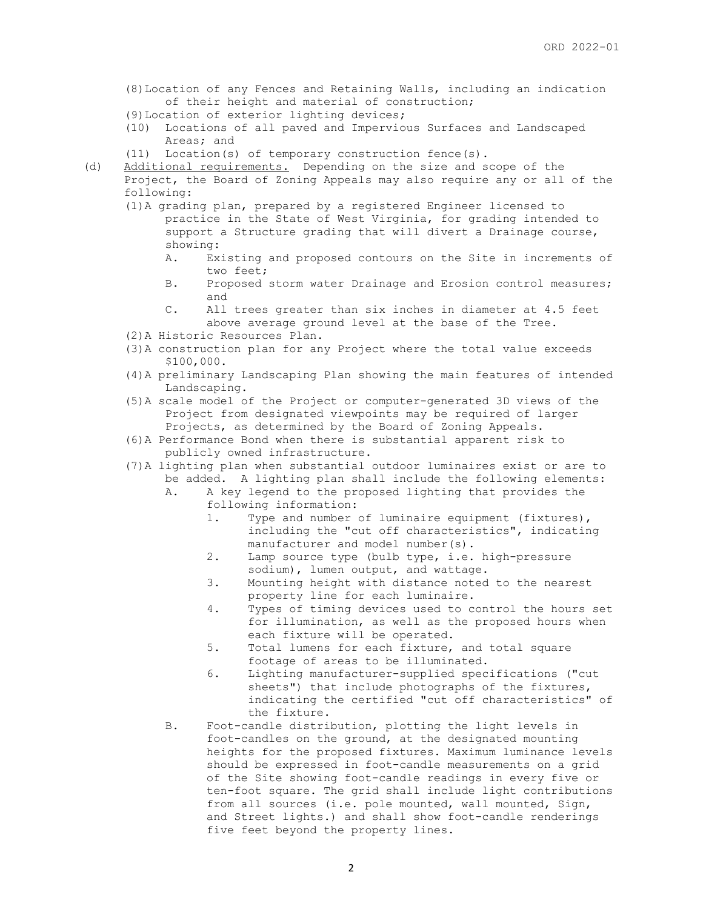(8) Location of any Fences and Retaining Walls, including an indication of their height and material of construction;

(9) Location of exterior lighting devices;

(10) Locations of all paved and Impervious Surfaces and Landscaped Areas; and

(11) Location(s) of temporary construction fence(s).

(d) Additional requirements. Depending on the size and scope of the Project, the Board of Zoning Appeals may also require any or all of the following:

(1) A grading plan, prepared by a registered Engineer licensed to practice in the State of West Virginia, for grading intended to support a Structure grading that will divert a Drainage course, showing:

   A. Existing and proposed contours on the Site in increments of two feet;

   B. Proposed storm water Drainage and Erosion control measures; and

   C. All trees greater than six inches in diameter at 4.5 feet above average ground level at the base of the Tree.

(2) A Historic Resources Plan.

(3) A construction plan for any Project where the total value exceeds $100,000.

(4) A preliminary Landscaping Plan showing the main features of intended Landscaping.

(5) A scale model of the Project or computer-generated 3D views of the Project from designated viewpoints may be required of larger Projects, as determined by the Board of Zoning Appeals.

(6) A Performance Bond when there is substantial apparent risk to publicly owned infrastructure.

(7) A lighting plan when substantial outdoor luminaires exist or are to be added. A lighting plan shall include the following elements:

   A. A key legend to the proposed lighting that provides the following information:

      1. Type and number of luminaire equipment (fixtures), including the "cut off characteristics", indicating manufacturer and model number(s).

      2. Lamp source type (bulb type, i.e. high-pressure sodium), lumen output, and wattage.

      3. Mounting height with distance noted to the nearest property line for each luminaire.

      4. Types of timing devices used to control the hours set for illumination, as well as the proposed hours when each fixture will be operated.

      5. Total lumens for each fixture, and total square footage of areas to be illuminated.

      6. Lighting manufacturer-supplied specifications ("cut sheets") that include photographs of the fixtures, indicating the certified "cut off characteristics" of the fixture.

   B. Foot-candle distribution, plotting the light levels in foot-candles on the ground, at the designated mounting heights for the proposed fixtures. Maximum luminance levels should be expressed in foot-candle measurements on a grid of the Site showing foot-candle readings in every five or ten-foot square. The grid shall include light contributions from all sources (i.e. pole mounted, wall mounted, Sign, and Street lights.) and shall show foot-candle renderings five feet beyond the property lines.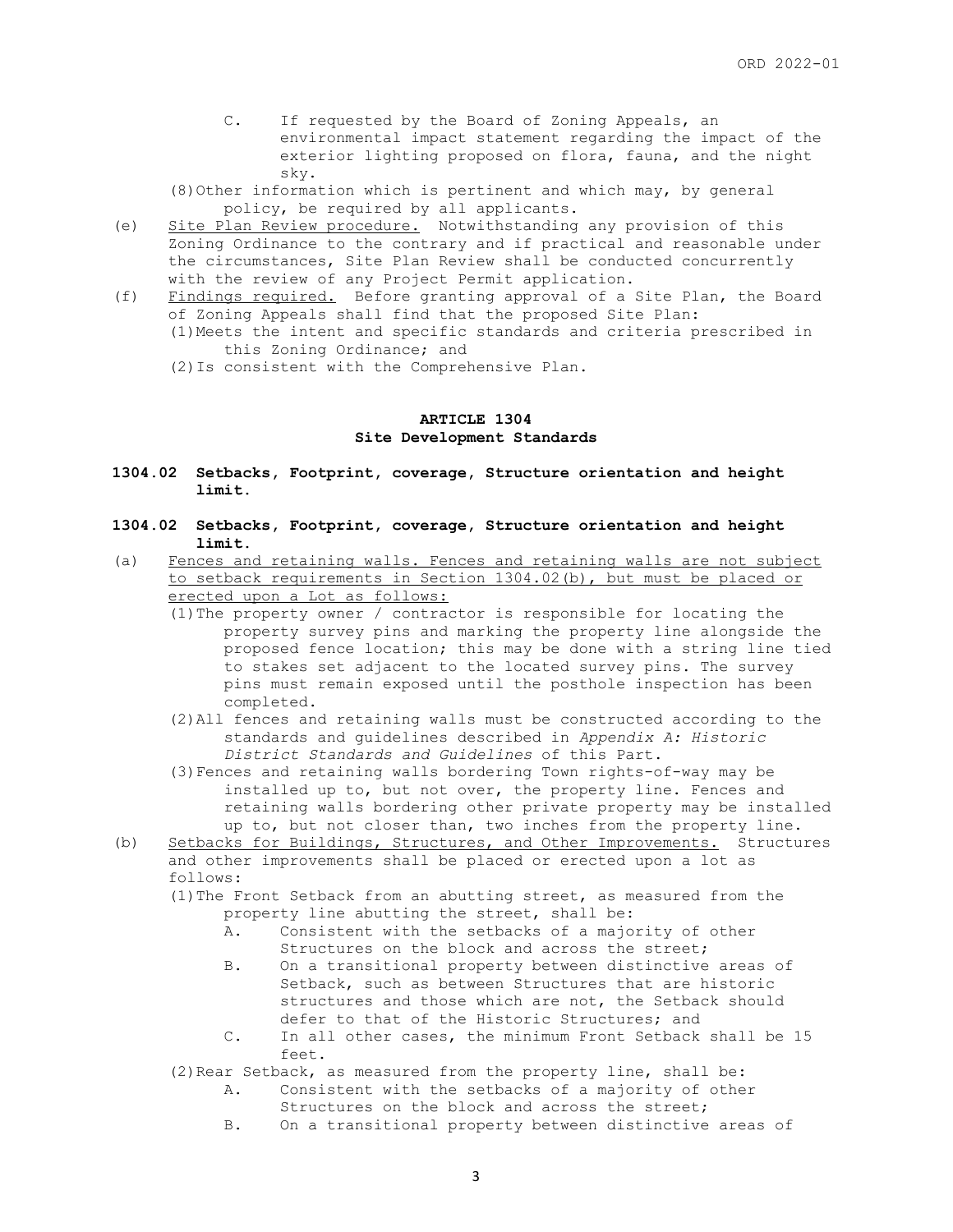C. If requested by the Board of Zoning Appeals, an environmental impact statement regarding the impact of the exterior lighting proposed on flora, fauna, and the night sky.

(8) Other information which is pertinent and which may, by general policy, be required by all applicants.

(e) Site Plan Review procedure. Notwithstanding any provision of this Zoning Ordinance to the contrary and if practical and reasonable under the circumstances, Site Plan Review shall be conducted concurrently with the review of any Project Permit application.

(f) Findings required. Before granting approval of a Site Plan, the Board of Zoning Appeals shall find that the proposed Site Plan:

(1) Meets the intent and specific standards and criteria prescribed in this Zoning Ordinance; and

(2) Is consistent with the Comprehensive Plan.

## ARTICLE 1304
## Site Development Standards

### 1304.02 Setbacks, Footprint, coverage, Structure orientation and height limit.

### 1304.02 Setbacks, Footprint, coverage, Structure orientation and height limit.

(a) Fences and retaining walls. Fences and retaining walls are not subject to setback requirements in Section 1304.02(b), but must be placed or erected upon a Lot as follows:

(1) The property owner / contractor is responsible for locating the property survey pins and marking the property line alongside the proposed fence location; this may be done with a string line tied to stakes set adjacent to the located survey pins. The survey pins must remain exposed until the posthole inspection has been completed.

(2) All fences and retaining walls must be constructed according to the standards and guidelines described in *Appendix A: Historic District Standards and Guidelines* of this Part.

(3) Fences and retaining walls bordering Town rights-of-way may be installed up to, but not over, the property line. Fences and retaining walls bordering other private property may be installed up to, but not closer than, two inches from the property line.

(b) Setbacks for Buildings, Structures, and Other Improvements. Structures and other improvements shall be placed or erected upon a lot as follows:

(1) The Front Setback from an abutting street, as measured from the property line abutting the street, shall be:

A. Consistent with the setbacks of a majority of other Structures on the block and across the street;

B. On a transitional property between distinctive areas of Setback, such as between Structures that are historic structures and those which are not, the Setback should defer to that of the Historic Structures; and

C. In all other cases, the minimum Front Setback shall be 15 feet.

(2) Rear Setback, as measured from the property line, shall be:

A. Consistent with the setbacks of a majority of other Structures on the block and across the street;

B. On a transitional property between distinctive areas of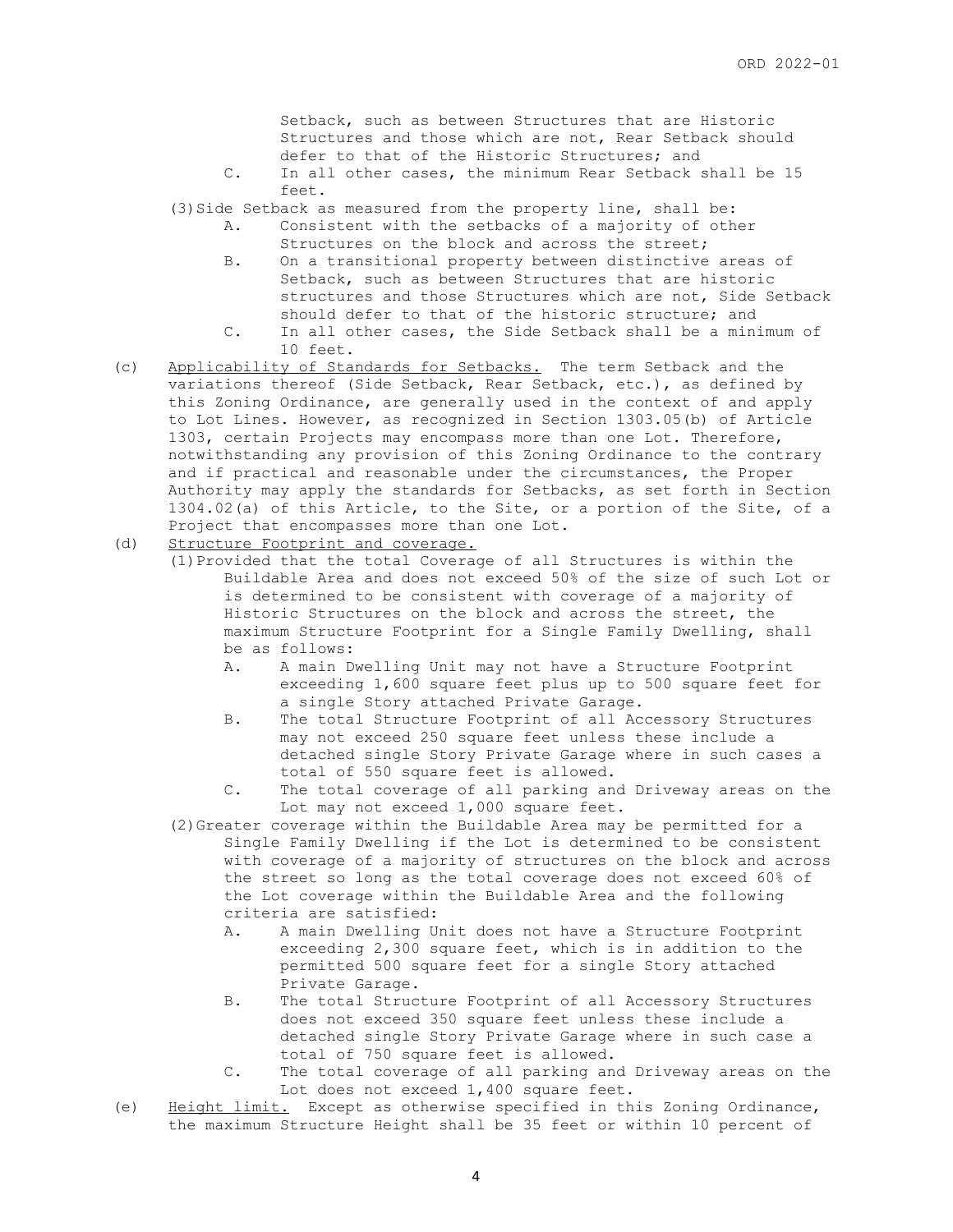Setback, such as between Structures that are Historic Structures and those which are not, Rear Setback should defer to that of the Historic Structures; and

C. In all other cases, the minimum Rear Setback shall be 15 feet.

(3) Side Setback as measured from the property line, shall be:

A. Consistent with the setbacks of a majority of other Structures on the block and across the street;

B. On a transitional property between distinctive areas of Setback, such as between Structures that are historic structures and those Structures which are not, Side Setback should defer to that of the historic structure; and

C. In all other cases, the Side Setback shall be a minimum of 10 feet.

(c) Applicability of Standards for Setbacks. The term Setback and the variations thereof (Side Setback, Rear Setback, etc.), as defined by this Zoning Ordinance, are generally used in the context of and apply to Lot Lines. However, as recognized in Section 1303.05(b) of Article 1303, certain Projects may encompass more than one Lot. Therefore, notwithstanding any provision of this Zoning Ordinance to the contrary and if practical and reasonable under the circumstances, the Proper Authority may apply the standards for Setbacks, as set forth in Section 1304.02(a) of this Article, to the Site, or a portion of the Site, of a Project that encompasses more than one Lot.

(d) Structure Footprint and coverage.

(1) Provided that the total Coverage of all Structures is within the Buildable Area and does not exceed 50% of the size of such Lot or is determined to be consistent with coverage of a majority of Historic Structures on the block and across the street, the maximum Structure Footprint for a Single Family Dwelling, shall be as follows:

A. A main Dwelling Unit may not have a Structure Footprint exceeding 1,600 square feet plus up to 500 square feet for a single Story attached Private Garage.

B. The total Structure Footprint of all Accessory Structures may not exceed 250 square feet unless these include a detached single Story Private Garage where in such cases a total of 550 square feet is allowed.

C. The total coverage of all parking and Driveway areas on the Lot may not exceed 1,000 square feet.

(2) Greater coverage within the Buildable Area may be permitted for a Single Family Dwelling if the Lot is determined to be consistent with coverage of a majority of structures on the block and across the street so long as the total coverage does not exceed 60% of the Lot coverage within the Buildable Area and the following criteria are satisfied:

A. A main Dwelling Unit does not have a Structure Footprint exceeding 2,300 square feet, which is in addition to the permitted 500 square feet for a single Story attached Private Garage.

B. The total Structure Footprint of all Accessory Structures does not exceed 350 square feet unless these include a detached single Story Private Garage where in such case a total of 750 square feet is allowed.

C. The total coverage of all parking and Driveway areas on the Lot does not exceed 1,400 square feet.

(e) Height limit. Except as otherwise specified in this Zoning Ordinance, the maximum Structure Height shall be 35 feet or within 10 percent of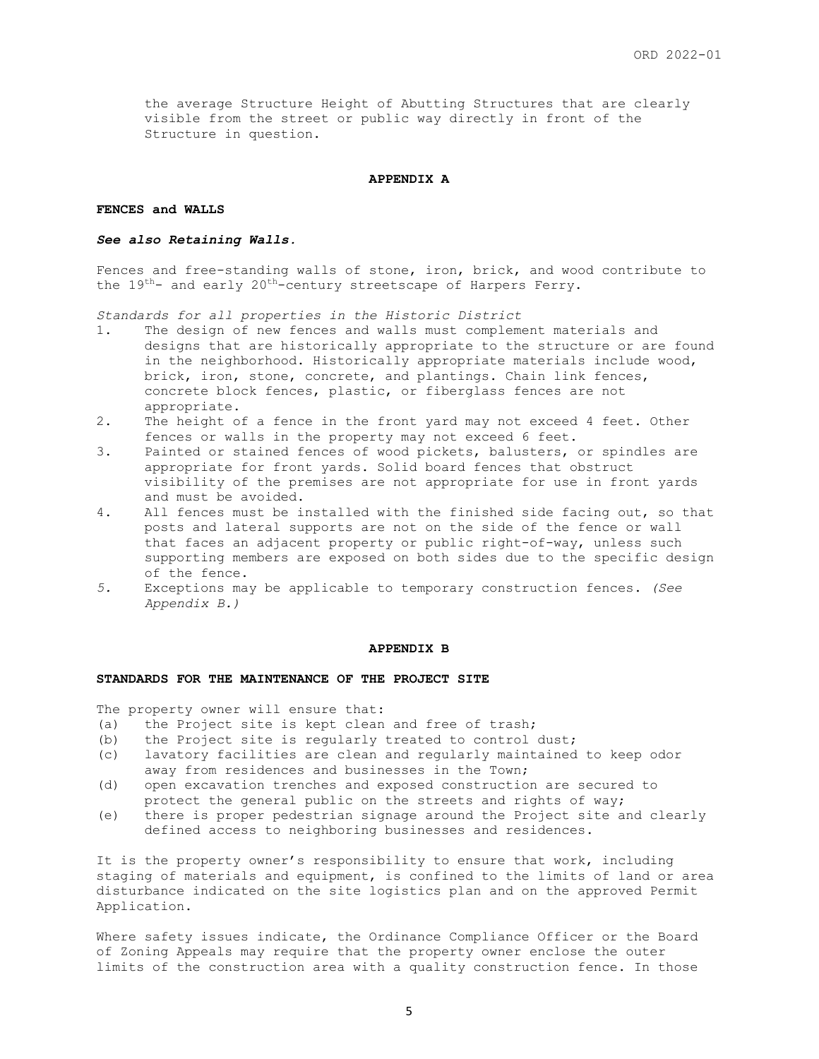the average Structure Height of Abutting Structures that are clearly visible from the street or public way directly in front of the Structure in question.

## APPENDIX A

### FENCES and WALLS

***See also Retaining Walls.***

Fences and free-standing walls of stone, iron, brick, and wood contribute to the 19th- and early 20th-century streetscape of Harpers Ferry.

*Standards for all properties in the Historic District*

1. The design of new fences and walls must complement materials and designs that are historically appropriate to the structure or are found in the neighborhood. Historically appropriate materials include wood, brick, iron, stone, concrete, and plantings. Chain link fences, concrete block fences, plastic, or fiberglass fences are not appropriate.
2. The height of a fence in the front yard may not exceed 4 feet. Other fences or walls in the property may not exceed 6 feet.
3. Painted or stained fences of wood pickets, balusters, or spindles are appropriate for front yards. Solid board fences that obstruct visibility of the premises are not appropriate for use in front yards and must be avoided.
4. All fences must be installed with the finished side facing out, so that posts and lateral supports are not on the side of the fence or wall that faces an adjacent property or public right-of-way, unless such supporting members are exposed on both sides due to the specific design of the fence.
5. Exceptions may be applicable to temporary construction fences. *(See Appendix B.)*

## APPENDIX B

### STANDARDS FOR THE MAINTENANCE OF THE PROJECT SITE

The property owner will ensure that:

(a) the Project site is kept clean and free of trash;
(b) the Project site is regularly treated to control dust;
(c) lavatory facilities are clean and regularly maintained to keep odor away from residences and businesses in the Town;
(d) open excavation trenches and exposed construction are secured to protect the general public on the streets and rights of way;
(e) there is proper pedestrian signage around the Project site and clearly defined access to neighboring businesses and residences.

It is the property owner's responsibility to ensure that work, including staging of materials and equipment, is confined to the limits of land or area disturbance indicated on the site logistics plan and on the approved Permit Application.

Where safety issues indicate, the Ordinance Compliance Officer or the Board of Zoning Appeals may require that the property owner enclose the outer limits of the construction area with a quality construction fence. In those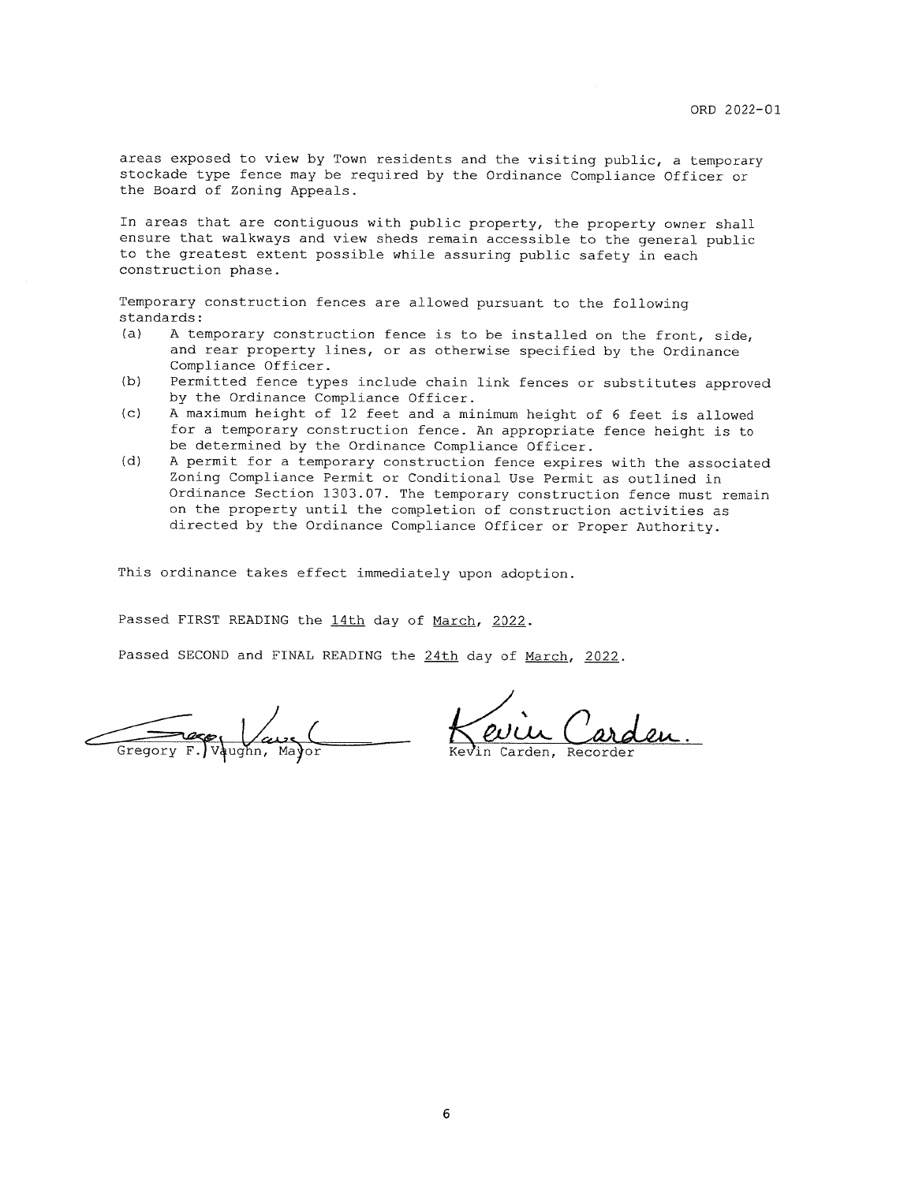areas exposed to view by Town residents and the visiting public, a temporary stockade type fence may be required by the Ordinance Compliance Officer or the Board of Zoning Appeals.

In areas that are contiguous with public property, the property owner shall ensure that walkways and view sheds remain accessible to the general public to the greatest extent possible while assuring public safety in each construction phase.

Temporary construction fences are allowed pursuant to the following standards:

(a) A temporary construction fence is to be installed on the front, side, and rear property lines, or as otherwise specified by the Ordinance Compliance Officer.

(b) Permitted fence types include chain link fences or substitutes approved by the Ordinance Compliance Officer.

(c) A maximum height of 12 feet and a minimum height of 6 feet is allowed for a temporary construction fence. An appropriate fence height is to be determined by the Ordinance Compliance Officer.

(d) A permit for a temporary construction fence expires with the associated Zoning Compliance Permit or Conditional Use Permit as outlined in Ordinance Section 1303.07. The temporary construction fence must remain on the property until the completion of construction activities as directed by the Ordinance Compliance Officer or Proper Authority.

This ordinance takes effect immediately upon adoption.

Passed FIRST READING the 14th day of March, 2022.

Passed SECOND and FINAL READING the 24th day of March, 2022.

Gregory F. Vaughn, Mayor

Kevin Carden, Recorder